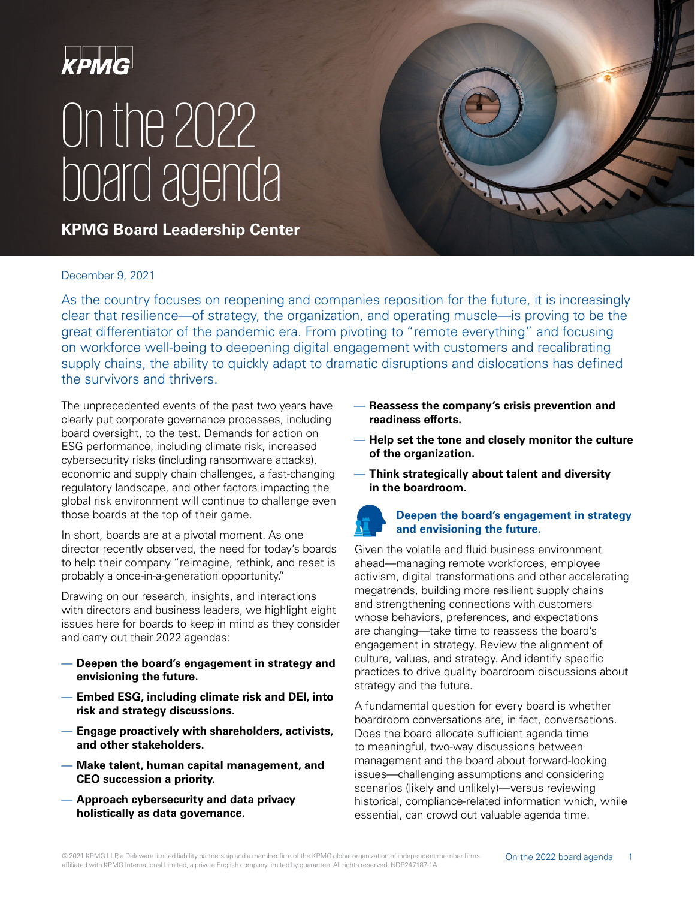KPMG

# On the 2022 board agenda

**KPMG Board Leadership Center**

December 9, 2021

As the country focuses on reopening and companies reposition for the future, it is increasingly clear that resilience—of strategy, the organization, and operating muscle—is proving to be the great differentiator of the pandemic era. From pivoting to "remote everything" and focusing on workforce well-being to deepening digital engagement with customers and recalibrating supply chains, the ability to quickly adapt to dramatic disruptions and dislocations has defined the survivors and thrivers.

The unprecedented events of the past two years have clearly put corporate governance processes, including board oversight, to the test. Demands for action on ESG performance, including climate risk, increased cybersecurity risks (including ransomware attacks), economic and supply chain challenges, a fast-changing regulatory landscape, and other factors impacting the global risk environment will continue to challenge even those boards at the top of their game.

In short, boards are at a pivotal moment. As one director recently observed, the need for today's boards to help their company "reimagine, rethink, and reset is probably a once-in-a-generation opportunity."

Drawing on our research, insights, and interactions with directors and business leaders, we highlight eight issues here for boards to keep in mind as they consider and carry out their 2022 agendas:

- **Deepen the board's engagement in strategy and envisioning the future.**
- **Embed ESG, including climate risk and DEI, into risk and strategy discussions.**
- **Engage proactively with shareholders, activists, and other stakeholders.**
- **Make talent, human capital management, and CEO succession a priority.**
- **Approach cybersecurity and data privacy holistically as data governance.**
- **Reassess the company's crisis prevention and readiness efforts.**
- **Help set the tone and closely monitor the culture of the organization.**
- **Think strategically about talent and diversity in the boardroom.**

## Deepen the board's engagement in strategy and envisioning the future.

Given the volatile and fluid business environment ahead—managing remote workforces, employee activism, digital transformations and other accelerating megatrends, building more resilient supply chains and strengthening connections with customers whose behaviors, preferences, and expectations are changing—take time to reassess the board's engagement in strategy. Review the alignment of culture, values, and strategy. And identify specific practices to drive quality boardroom discussions about strategy and the future.

A fundamental question for every board is whether boardroom conversations are, in fact, conversations. Does the board allocate sufficient agenda time to meaningful, two-way discussions between management and the board about forward-looking issues—challenging assumptions and considering scenarios (likely and unlikely)—versus reviewing historical, compliance-related information which, while essential, can crowd out valuable agenda time.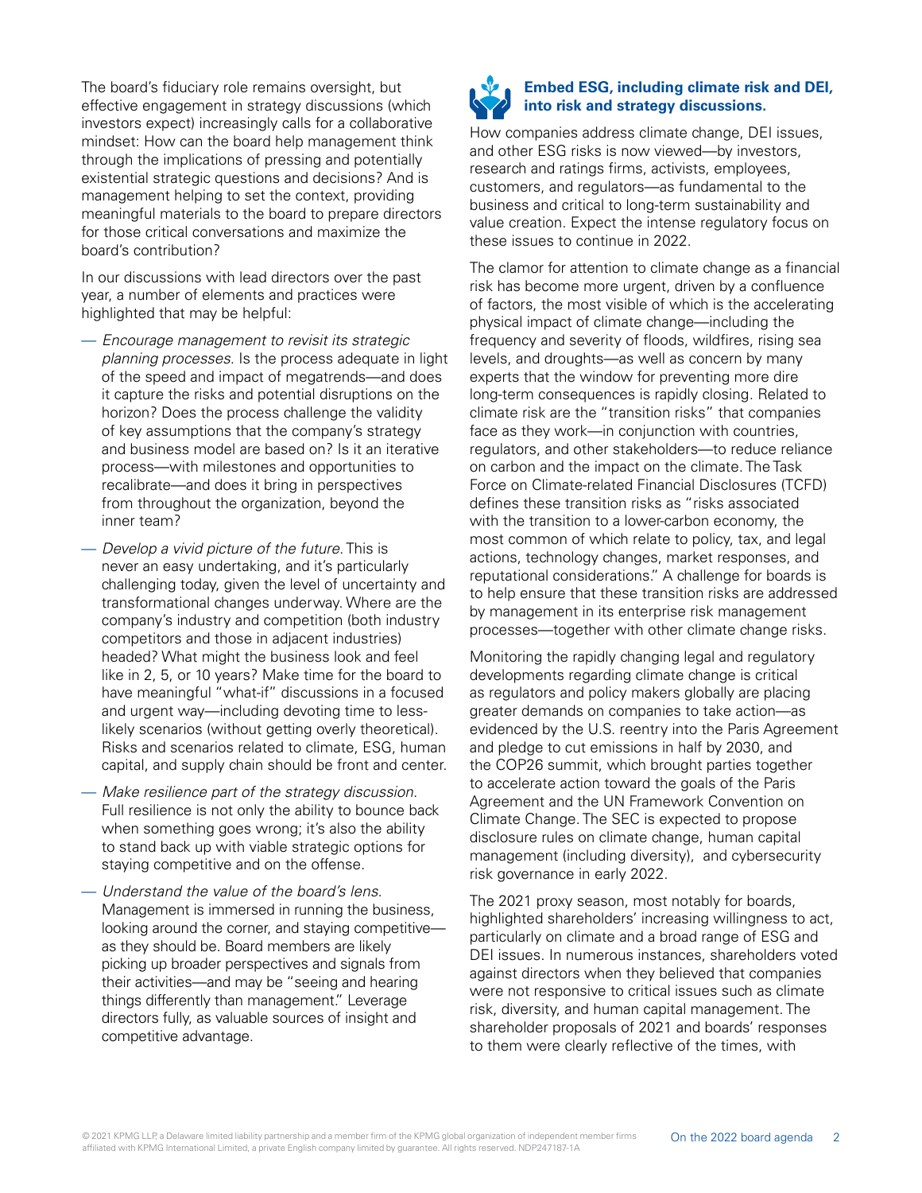The board's fiduciary role remains oversight, but effective engagement in strategy discussions (which investors expect) increasingly calls for a collaborative mindset: How can the board help management think through the implications of pressing and potentially existential strategic questions and decisions? And is management helping to set the context, providing meaningful materials to the board to prepare directors for those critical conversations and maximize the board's contribution?

In our discussions with lead directors over the past year, a number of elements and practices were highlighted that may be helpful:

- *Encourage management to revisit its strategic planning processes.* Is the process adequate in light of the speed and impact of megatrends—and does it capture the risks and potential disruptions on the horizon? Does the process challenge the validity of key assumptions that the company's strategy and business model are based on? Is it an iterative process—with milestones and opportunities to recalibrate—and does it bring in perspectives from throughout the organization, beyond the inner team?
- *Develop a vivid picture of the future.* This is never an easy undertaking, and it's particularly challenging today, given the level of uncertainty and transformational changes underway. Where are the company's industry and competition (both industry competitors and those in adjacent industries) headed? What might the business look and feel like in 2, 5, or 10 years? Make time for the board to have meaningful "what-if" discussions in a focused and urgent way—including devoting time to less-likely scenarios (without getting overly theoretical). Risks and scenarios related to climate, ESG, human capital, and supply chain should be front and center.
- *Make resilience part of the strategy discussion.* Full resilience is not only the ability to bounce back when something goes wrong; it's also the ability to stand back up with viable strategic options for staying competitive and on the offense.
- *Understand the value of the board's lens.* Management is immersed in running the business, looking around the corner, and staying competitive—as they should be. Board members are likely picking up broader perspectives and signals from their activities—and may be "seeing and hearing things differently than management." Leverage directors fully, as valuable sources of insight and competitive advantage.

## Embed ESG, including climate risk and DEI, into risk and strategy discussions.

How companies address climate change, DEI issues, and other ESG risks is now viewed—by investors, research and ratings firms, activists, employees, customers, and regulators—as fundamental to the business and critical to long-term sustainability and value creation. Expect the intense regulatory focus on these issues to continue in 2022.

The clamor for attention to climate change as a financial risk has become more urgent, driven by a confluence of factors, the most visible of which is the accelerating physical impact of climate change—including the frequency and severity of floods, wildfires, rising sea levels, and droughts—as well as concern by many experts that the window for preventing more dire long-term consequences is rapidly closing. Related to climate risk are the "transition risks" that companies face as they work—in conjunction with countries, regulators, and other stakeholders—to reduce reliance on carbon and the impact on the climate. The Task Force on Climate-related Financial Disclosures (TCFD) defines these transition risks as "risks associated with the transition to a lower-carbon economy, the most common of which relate to policy, tax, and legal actions, technology changes, market responses, and reputational considerations." A challenge for boards is to help ensure that these transition risks are addressed by management in its enterprise risk management processes—together with other climate change risks.

Monitoring the rapidly changing legal and regulatory developments regarding climate change is critical as regulators and policy makers globally are placing greater demands on companies to take action—as evidenced by the U.S. reentry into the Paris Agreement and pledge to cut emissions in half by 2030, and the COP26 summit, which brought parties together to accelerate action toward the goals of the Paris Agreement and the UN Framework Convention on Climate Change. The SEC is expected to propose disclosure rules on climate change, human capital management (including diversity), and cybersecurity risk governance in early 2022.

The 2021 proxy season, most notably for boards, highlighted shareholders' increasing willingness to act, particularly on climate and a broad range of ESG and DEI issues. In numerous instances, shareholders voted against directors when they believed that companies were not responsive to critical issues such as climate risk, diversity, and human capital management. The shareholder proposals of 2021 and boards' responses to them were clearly reflective of the times, with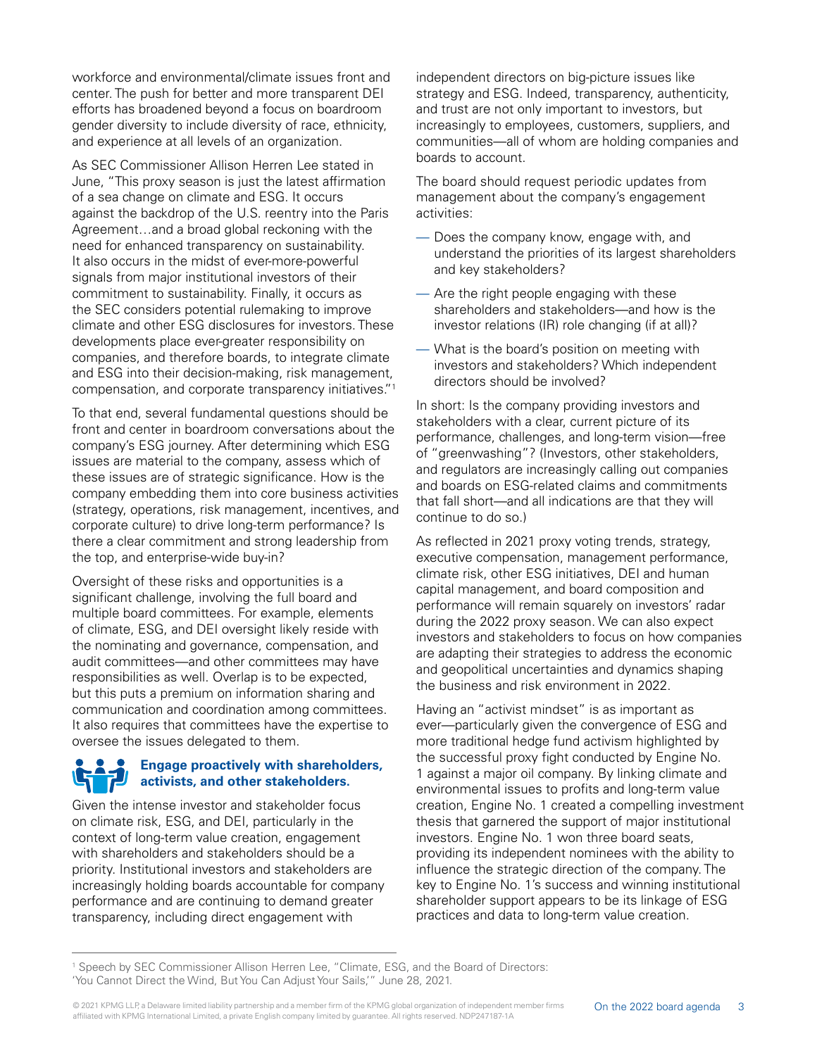workforce and environmental/climate issues front and center. The push for better and more transparent DEI efforts has broadened beyond a focus on boardroom gender diversity to include diversity of race, ethnicity, and experience at all levels of an organization.

As SEC Commissioner Allison Herren Lee stated in June, "This proxy season is just the latest affirmation of a sea change on climate and ESG. It occurs against the backdrop of the U.S. reentry into the Paris Agreement…and a broad global reckoning with the need for enhanced transparency on sustainability. It also occurs in the midst of ever-more-powerful signals from major institutional investors of their commitment to sustainability. Finally, it occurs as the SEC considers potential rulemaking to improve climate and other ESG disclosures for investors. These developments place ever-greater responsibility on companies, and therefore boards, to integrate climate and ESG into their decision-making, risk management, compensation, and corporate transparency initiatives."[1]

To that end, several fundamental questions should be front and center in boardroom conversations about the company's ESG journey. After determining which ESG issues are material to the company, assess which of these issues are of strategic significance. How is the company embedding them into core business activities (strategy, operations, risk management, incentives, and corporate culture) to drive long-term performance? Is there a clear commitment and strong leadership from the top, and enterprise-wide buy-in?

Oversight of these risks and opportunities is a significant challenge, involving the full board and multiple board committees. For example, elements of climate, ESG, and DEI oversight likely reside with the nominating and governance, compensation, and audit committees—and other committees may have responsibilities as well. Overlap is to be expected, but this puts a premium on information sharing and communication and coordination among committees. It also requires that committees have the expertise to oversee the issues delegated to them.

## Engage proactively with shareholders, activists, and other stakeholders.

Given the intense investor and stakeholder focus on climate risk, ESG, and DEI, particularly in the context of long-term value creation, engagement with shareholders and stakeholders should be a priority. Institutional investors and stakeholders are increasingly holding boards accountable for company performance and are continuing to demand greater transparency, including direct engagement with independent directors on big-picture issues like strategy and ESG. Indeed, transparency, authenticity, and trust are not only important to investors, but increasingly to employees, customers, suppliers, and communities—all of whom are holding companies and boards to account.

The board should request periodic updates from management about the company's engagement activities:

- Does the company know, engage with, and understand the priorities of its largest shareholders and key stakeholders?
- Are the right people engaging with these shareholders and stakeholders—and how is the investor relations (IR) role changing (if at all)?
- What is the board's position on meeting with investors and stakeholders? Which independent directors should be involved?

In short: Is the company providing investors and stakeholders with a clear, current picture of its performance, challenges, and long-term vision—free of "greenwashing"? (Investors, other stakeholders, and regulators are increasingly calling out companies and boards on ESG-related claims and commitments that fall short—and all indications are that they will continue to do so.)

As reflected in 2021 proxy voting trends, strategy, executive compensation, management performance, climate risk, other ESG initiatives, DEI and human capital management, and board composition and performance will remain squarely on investors' radar during the 2022 proxy season. We can also expect investors and stakeholders to focus on how companies are adapting their strategies to address the economic and geopolitical uncertainties and dynamics shaping the business and risk environment in 2022.

Having an "activist mindset" is as important as ever—particularly given the convergence of ESG and more traditional hedge fund activism highlighted by the successful proxy fight conducted by Engine No. 1 against a major oil company. By linking climate and environmental issues to profits and long-term value creation, Engine No. 1 created a compelling investment thesis that garnered the support of major institutional investors. Engine No. 1 won three board seats, providing its independent nominees with the ability to influence the strategic direction of the company. The key to Engine No. 1's success and winning institutional shareholder support appears to be its linkage of ESG practices and data to long-term value creation.

---

[1] Speech by SEC Commissioner Allison Herren Lee, "Climate, ESG, and the Board of Directors: 'You Cannot Direct the Wind, But You Can Adjust Your Sails,'" June 28, 2021.

© 2021 KPMG LLP, a Delaware limited liability partnership and a member firm of the KPMG global organization of independent member firms affiliated with KPMG International Limited, a private English company limited by guarantee. All rights reserved. NDP247187-1A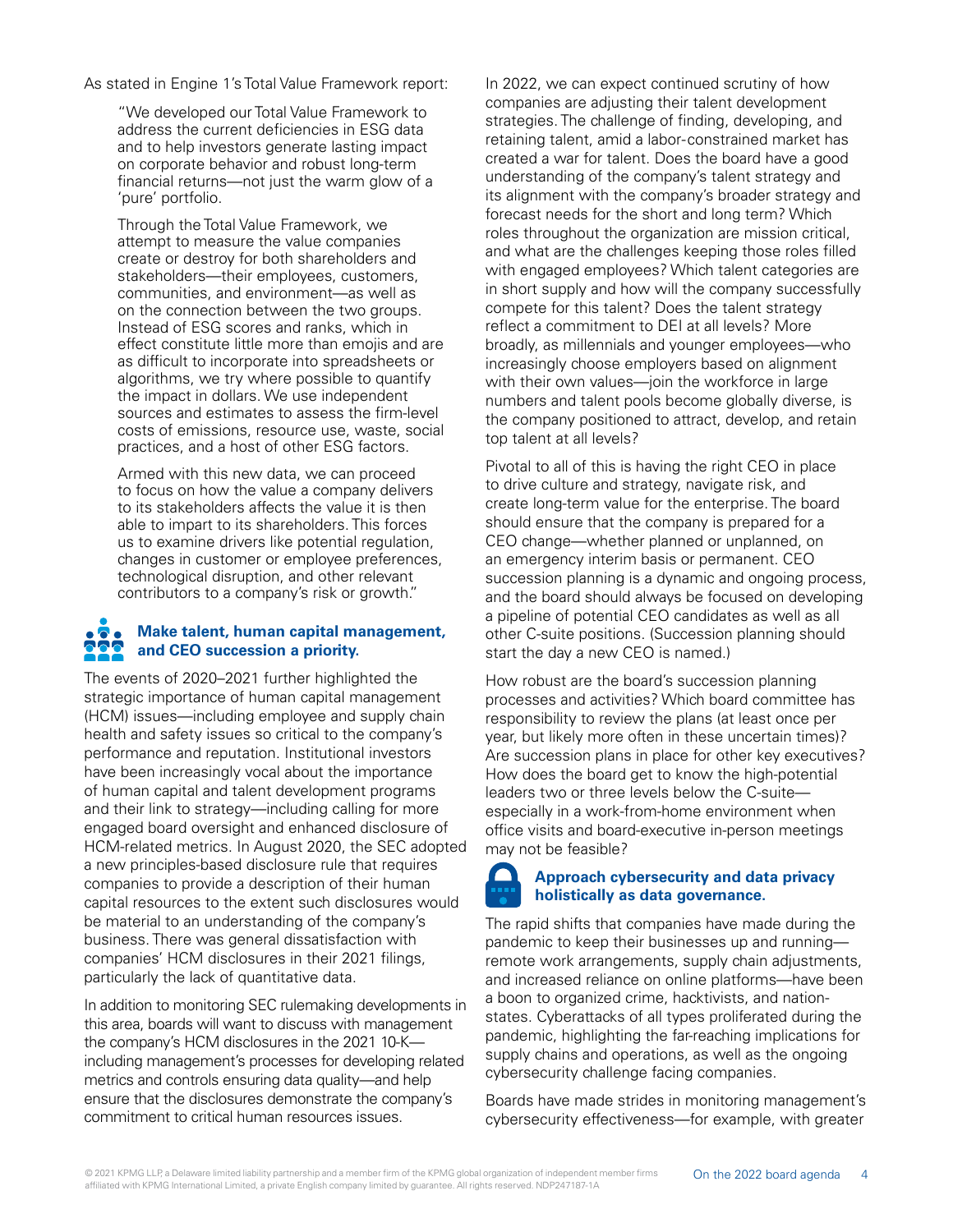As stated in Engine 1's Total Value Framework report:

> "We developed our Total Value Framework to address the current deficiencies in ESG data and to help investors generate lasting impact on corporate behavior and robust long-term financial returns—not just the warm glow of a 'pure' portfolio.
>
> Through the Total Value Framework, we attempt to measure the value companies create or destroy for both shareholders and stakeholders—their employees, customers, communities, and environment—as well as on the connection between the two groups. Instead of ESG scores and ranks, which in effect constitute little more than emojis and are as difficult to incorporate into spreadsheets or algorithms, we try where possible to quantify the impact in dollars. We use independent sources and estimates to assess the firm-level costs of emissions, resource use, waste, social practices, and a host of other ESG factors.
>
> Armed with this new data, we can proceed to focus on how the value a company delivers to its stakeholders affects the value it is then able to impart to its shareholders. This forces us to examine drivers like potential regulation, changes in customer or employee preferences, technological disruption, and other relevant contributors to a company's risk or growth."

### Make talent, human capital management, and CEO succession a priority.

The events of 2020–2021 further highlighted the strategic importance of human capital management (HCM) issues—including employee and supply chain health and safety issues so critical to the company's performance and reputation. Institutional investors have been increasingly vocal about the importance of human capital and talent development programs and their link to strategy—including calling for more engaged board oversight and enhanced disclosure of HCM-related metrics. In August 2020, the SEC adopted a new principles-based disclosure rule that requires companies to provide a description of their human capital resources to the extent such disclosures would be material to an understanding of the company's business. There was general dissatisfaction with companies' HCM disclosures in their 2021 filings, particularly the lack of quantitative data.

In addition to monitoring SEC rulemaking developments in this area, boards will want to discuss with management the company's HCM disclosures in the 2021 10-K—including management's processes for developing related metrics and controls ensuring data quality—and help ensure that the disclosures demonstrate the company's commitment to critical human resources issues.

In 2022, we can expect continued scrutiny of how companies are adjusting their talent development strategies. The challenge of finding, developing, and retaining talent, amid a labor-constrained market has created a war for talent. Does the board have a good understanding of the company's talent strategy and its alignment with the company's broader strategy and forecast needs for the short and long term? Which roles throughout the organization are mission critical, and what are the challenges keeping those roles filled with engaged employees? Which talent categories are in short supply and how will the company successfully compete for this talent? Does the talent strategy reflect a commitment to DEI at all levels? More broadly, as millennials and younger employees—who increasingly choose employers based on alignment with their own values—join the workforce in large numbers and talent pools become globally diverse, is the company positioned to attract, develop, and retain top talent at all levels?

Pivotal to all of this is having the right CEO in place to drive culture and strategy, navigate risk, and create long-term value for the enterprise. The board should ensure that the company is prepared for a CEO change—whether planned or unplanned, on an emergency interim basis or permanent. CEO succession planning is a dynamic and ongoing process, and the board should always be focused on developing a pipeline of potential CEO candidates as well as all other C-suite positions. (Succession planning should start the day a new CEO is named.)

How robust are the board's succession planning processes and activities? Which board committee has responsibility to review the plans (at least once per year, but likely more often in these uncertain times)? Are succession plans in place for other key executives? How does the board get to know the high-potential leaders two or three levels below the C-suite—especially in a work-from-home environment when office visits and board-executive in-person meetings may not be feasible?

### Approach cybersecurity and data privacy holistically as data governance.

The rapid shifts that companies have made during the pandemic to keep their businesses up and running—remote work arrangements, supply chain adjustments, and increased reliance on online platforms—have been a boon to organized crime, hacktivists, and nation-states. Cyberattacks of all types proliferated during the pandemic, highlighting the far-reaching implications for supply chains and operations, as well as the ongoing cybersecurity challenge facing companies.

Boards have made strides in monitoring management's cybersecurity effectiveness—for example, with greater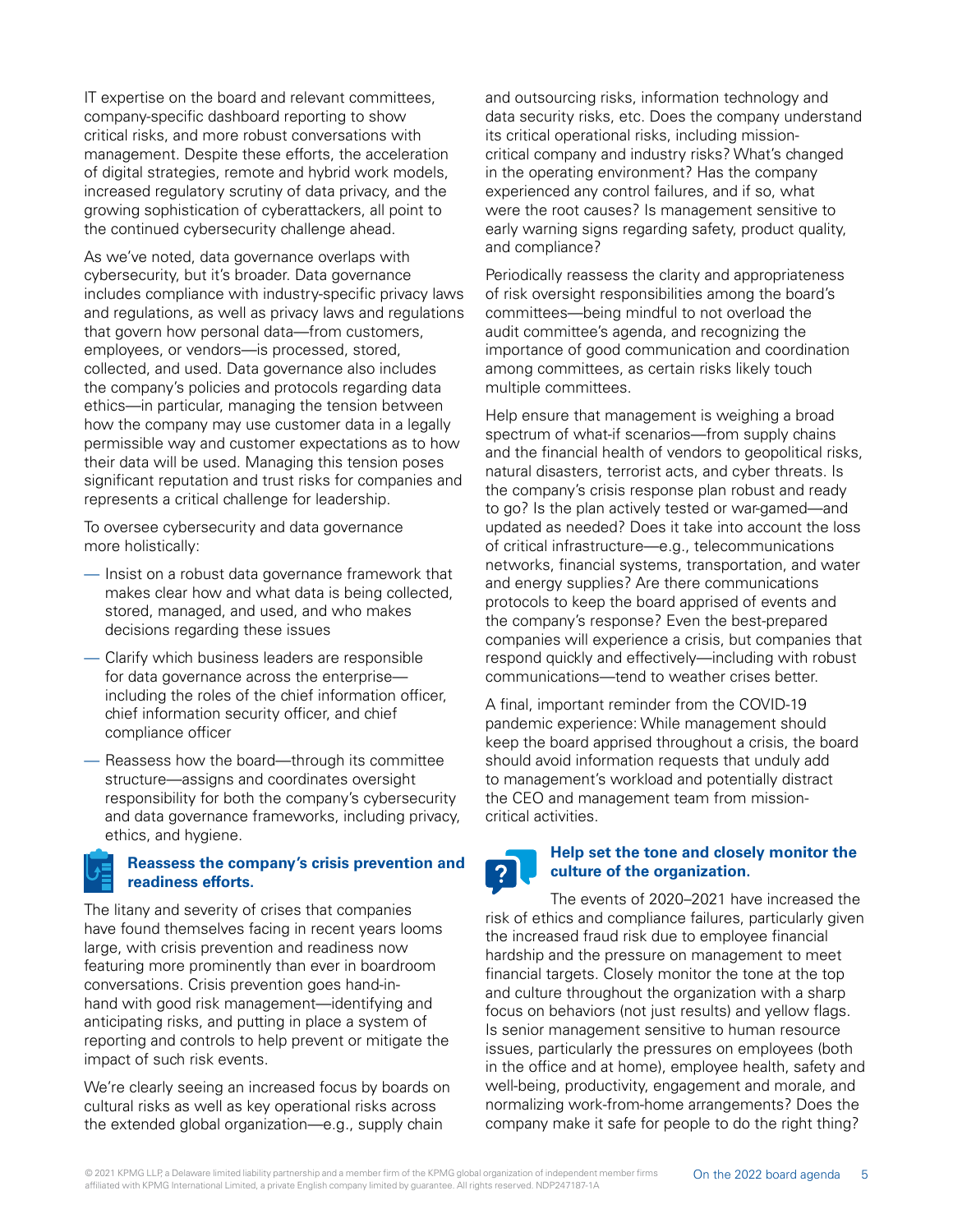IT expertise on the board and relevant committees, company-specific dashboard reporting to show critical risks, and more robust conversations with management. Despite these efforts, the acceleration of digital strategies, remote and hybrid work models, increased regulatory scrutiny of data privacy, and the growing sophistication of cyberattackers, all point to the continued cybersecurity challenge ahead.

As we've noted, data governance overlaps with cybersecurity, but it's broader. Data governance includes compliance with industry-specific privacy laws and regulations, as well as privacy laws and regulations that govern how personal data—from customers, employees, or vendors—is processed, stored, collected, and used. Data governance also includes the company's policies and protocols regarding data ethics—in particular, managing the tension between how the company may use customer data in a legally permissible way and customer expectations as to how their data will be used. Managing this tension poses significant reputation and trust risks for companies and represents a critical challenge for leadership.

To oversee cybersecurity and data governance more holistically:

- Insist on a robust data governance framework that makes clear how and what data is being collected, stored, managed, and used, and who makes decisions regarding these issues
- Clarify which business leaders are responsible for data governance across the enterprise—including the roles of the chief information officer, chief information security officer, and chief compliance officer
- Reassess how the board—through its committee structure—assigns and coordinates oversight responsibility for both the company's cybersecurity and data governance frameworks, including privacy, ethics, and hygiene.

## Reassess the company's crisis prevention and readiness efforts.

The litany and severity of crises that companies have found themselves facing in recent years looms large, with crisis prevention and readiness now featuring more prominently than ever in boardroom conversations. Crisis prevention goes hand-in-hand with good risk management—identifying and anticipating risks, and putting in place a system of reporting and controls to help prevent or mitigate the impact of such risk events.

We're clearly seeing an increased focus by boards on cultural risks as well as key operational risks across the extended global organization—e.g., supply chain and outsourcing risks, information technology and data security risks, etc. Does the company understand its critical operational risks, including mission-critical company and industry risks? What's changed in the operating environment? Has the company experienced any control failures, and if so, what were the root causes? Is management sensitive to early warning signs regarding safety, product quality, and compliance?

Periodically reassess the clarity and appropriateness of risk oversight responsibilities among the board's committees—being mindful to not overload the audit committee's agenda, and recognizing the importance of good communication and coordination among committees, as certain risks likely touch multiple committees.

Help ensure that management is weighing a broad spectrum of what-if scenarios—from supply chains and the financial health of vendors to geopolitical risks, natural disasters, terrorist acts, and cyber threats. Is the company's crisis response plan robust and ready to go? Is the plan actively tested or war-gamed—and updated as needed? Does it take into account the loss of critical infrastructure—e.g., telecommunications networks, financial systems, transportation, and water and energy supplies? Are there communications protocols to keep the board apprised of events and the company's response? Even the best-prepared companies will experience a crisis, but companies that respond quickly and effectively—including with robust communications—tend to weather crises better.

A final, important reminder from the COVID-19 pandemic experience: While management should keep the board apprised throughout a crisis, the board should avoid information requests that unduly add to management's workload and potentially distract the CEO and management team from mission-critical activities.

## Help set the tone and closely monitor the culture of the organization.

The events of 2020–2021 have increased the risk of ethics and compliance failures, particularly given the increased fraud risk due to employee financial hardship and the pressure on management to meet financial targets. Closely monitor the tone at the top and culture throughout the organization with a sharp focus on behaviors (not just results) and yellow flags. Is senior management sensitive to human resource issues, particularly the pressures on employees (both in the office and at home), employee health, safety and well-being, productivity, engagement and morale, and normalizing work-from-home arrangements? Does the company make it safe for people to do the right thing?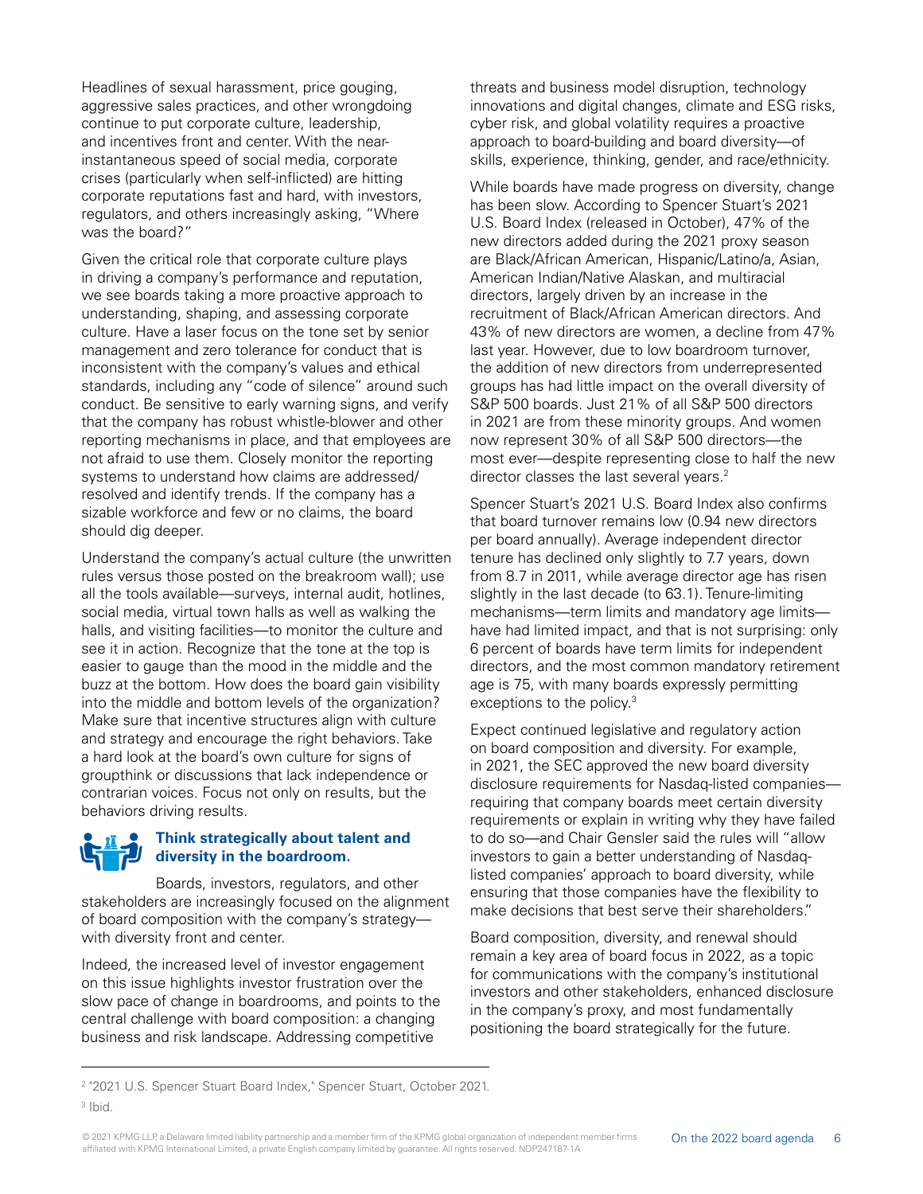Headlines of sexual harassment, price gouging, aggressive sales practices, and other wrongdoing continue to put corporate culture, leadership, and incentives front and center. With the near-instantaneous speed of social media, corporate crises (particularly when self-inflicted) are hitting corporate reputations fast and hard, with investors, regulators, and others increasingly asking, "Where was the board?"

Given the critical role that corporate culture plays in driving a company's performance and reputation, we see boards taking a more proactive approach to understanding, shaping, and assessing corporate culture. Have a laser focus on the tone set by senior management and zero tolerance for conduct that is inconsistent with the company's values and ethical standards, including any "code of silence" around such conduct. Be sensitive to early warning signs, and verify that the company has robust whistle-blower and other reporting mechanisms in place, and that employees are not afraid to use them. Closely monitor the reporting systems to understand how claims are addressed/resolved and identify trends. If the company has a sizable workforce and few or no claims, the board should dig deeper.

Understand the company's actual culture (the unwritten rules versus those posted on the breakroom wall); use all the tools available—surveys, internal audit, hotlines, social media, virtual town halls as well as walking the halls, and visiting facilities—to monitor the culture and see it in action. Recognize that the tone at the top is easier to gauge than the mood in the middle and the buzz at the bottom. How does the board gain visibility into the middle and bottom levels of the organization? Make sure that incentive structures align with culture and strategy and encourage the right behaviors. Take a hard look at the board's own culture for signs of groupthink or discussions that lack independence or contrarian voices. Focus not only on results, but the behaviors driving results.

### Think strategically about talent and diversity in the boardroom.

Boards, investors, regulators, and other stakeholders are increasingly focused on the alignment of board composition with the company's strategy—with diversity front and center.

Indeed, the increased level of investor engagement on this issue highlights investor frustration over the slow pace of change in boardrooms, and points to the central challenge with board composition: a changing business and risk landscape. Addressing competitive threats and business model disruption, technology innovations and digital changes, climate and ESG risks, cyber risk, and global volatility requires a proactive approach to board-building and board diversity—of skills, experience, thinking, gender, and race/ethnicity.

While boards have made progress on diversity, change has been slow. According to Spencer Stuart's 2021 U.S. Board Index (released in October), 47% of the new directors added during the 2021 proxy season are Black/African American, Hispanic/Latino/a, Asian, American Indian/Native Alaskan, and multiracial directors, largely driven by an increase in the recruitment of Black/African American directors. And 43% of new directors are women, a decline from 47% last year. However, due to low boardroom turnover, the addition of new directors from underrepresented groups has had little impact on the overall diversity of S&P 500 boards. Just 21% of all S&P 500 directors in 2021 are from these minority groups. And women now represent 30% of all S&P 500 directors—the most ever—despite representing close to half the new director classes the last several years.[2]

Spencer Stuart's 2021 U.S. Board Index also confirms that board turnover remains low (0.94 new directors per board annually). Average independent director tenure has declined only slightly to 7.7 years, down from 8.7 in 2011, while average director age has risen slightly in the last decade (to 63.1). Tenure-limiting mechanisms—term limits and mandatory age limits—have had limited impact, and that is not surprising: only 6 percent of boards have term limits for independent directors, and the most common mandatory retirement age is 75, with many boards expressly permitting exceptions to the policy.[3]

Expect continued legislative and regulatory action on board composition and diversity. For example, in 2021, the SEC approved the new board diversity disclosure requirements for Nasdaq-listed companies—requiring that company boards meet certain diversity requirements or explain in writing why they have failed to do so—and Chair Gensler said the rules will "allow investors to gain a better understanding of Nasdaq-listed companies' approach to board diversity, while ensuring that those companies have the flexibility to make decisions that best serve their shareholders."

Board composition, diversity, and renewal should remain a key area of board focus in 2022, as a topic for communications with the company's institutional investors and other stakeholders, enhanced disclosure in the company's proxy, and most fundamentally positioning the board strategically for the future.

---

[2] "2021 U.S. Spencer Stuart Board Index," Spencer Stuart, October 2021.

[3] Ibid.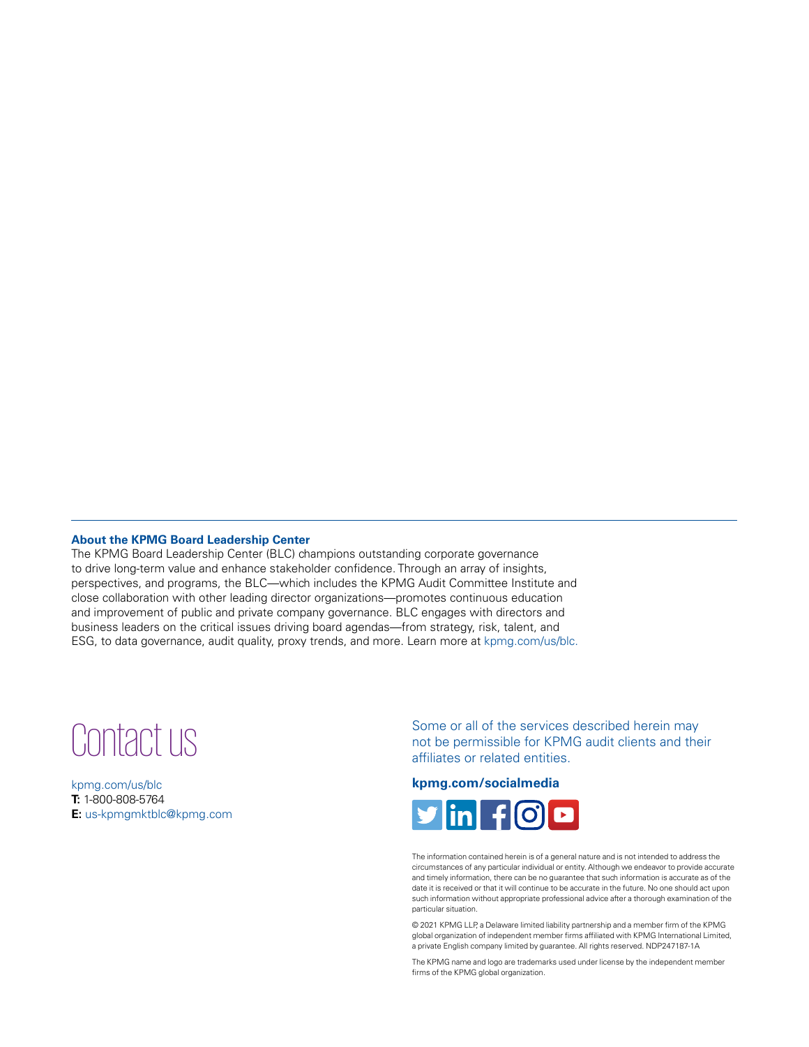**About the KPMG Board Leadership Center**

The KPMG Board Leadership Center (BLC) champions outstanding corporate governance to drive long-term value and enhance stakeholder confidence. Through an array of insights, perspectives, and programs, the BLC—which includes the KPMG Audit Committee Institute and close collaboration with other leading director organizations—promotes continuous education and improvement of public and private company governance. BLC engages with directors and business leaders on the critical issues driving board agendas—from strategy, risk, talent, and ESG, to data governance, audit quality, proxy trends, and more. Learn more at kpmg.com/us/blc.

# Contact us

kpmg.com/us/blc
**T:** 1-800-808-5764
**E:** us-kpmgmktblc@kpmg.com

Some or all of the services described herein may not be permissible for KPMG audit clients and their affiliates or related entities.

**kpmg.com/socialmedia**

The information contained herein is of a general nature and is not intended to address the circumstances of any particular individual or entity. Although we endeavor to provide accurate and timely information, there can be no guarantee that such information is accurate as of the date it is received or that it will continue to be accurate in the future. No one should act upon such information without appropriate professional advice after a thorough examination of the particular situation.

© 2021 KPMG LLP, a Delaware limited liability partnership and a member firm of the KPMG global organization of independent member firms affiliated with KPMG International Limited, a private English company limited by guarantee. All rights reserved. NDP247187-1A

The KPMG name and logo are trademarks used under license by the independent member firms of the KPMG global organization.